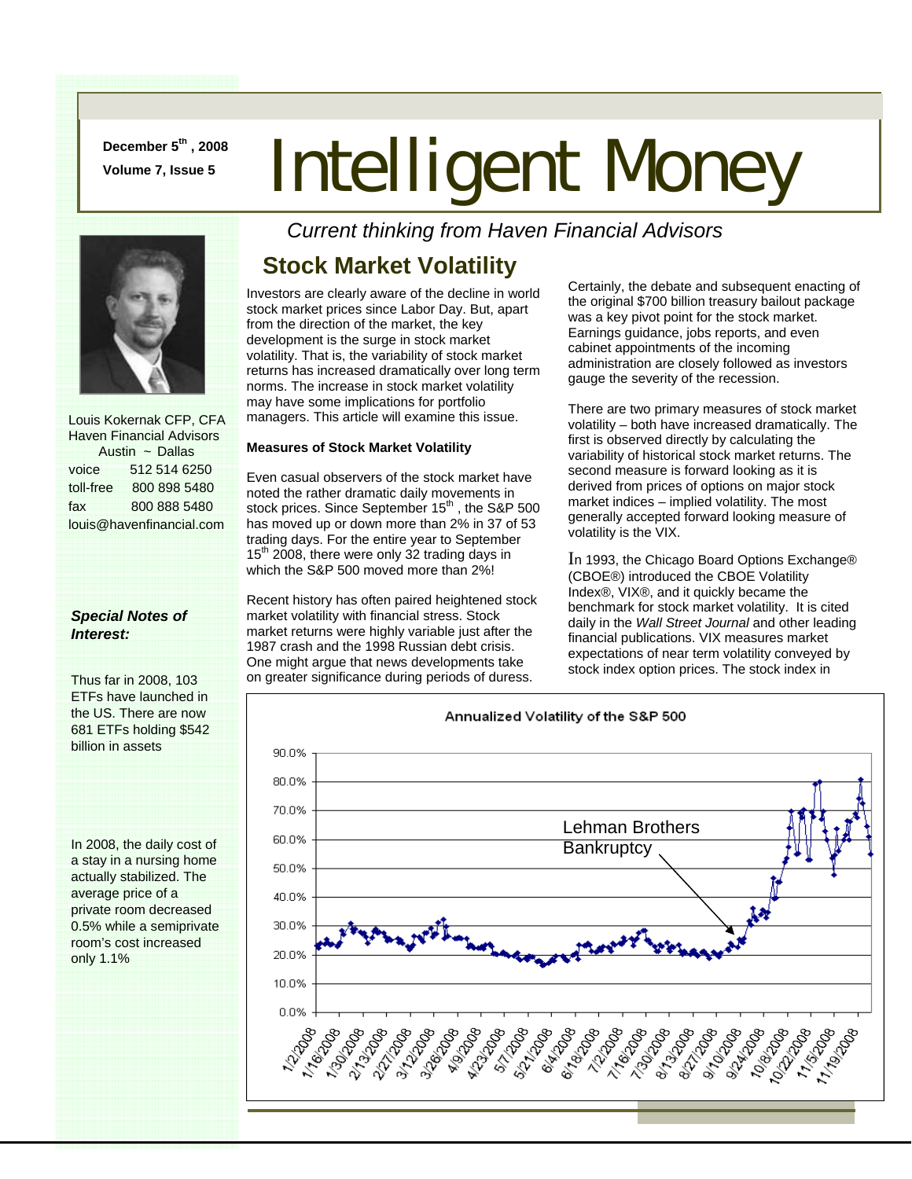December 5th, 2008
Volume 7, Issue 5

# Intelligent Money

*Current thinking from Haven Financial Advisors*

Louis Kokernak CFP, CFA
Haven Financial Advisors
Austin ~ Dallas

| | |
|---|---|
| voice | 512 514 6250 |
| toll-free | 800 898 5480 |
| fax | 800 888 5480 |

louis@havenfinancial.com

***Special Notes of Interest:***

Thus far in 2008, 103 ETFs have launched in the US. There are now 681 ETFs holding $542 billion in assets

In 2008, the daily cost of a stay in a nursing home actually stabilized. The average price of a private room decreased 0.5% while a semiprivate room's cost increased only 1.1%

## Stock Market Volatility

Investors are clearly aware of the decline in world stock market prices since Labor Day. But, apart from the direction of the market, the key development is the surge in stock market volatility. That is, the variability of stock market returns has increased dramatically over long term norms. The increase in stock market volatility may have some implications for portfolio managers. This article will examine this issue.

**Measures of Stock Market Volatility**

Even casual observers of the stock market have noted the rather dramatic daily movements in stock prices. Since September 15th, the S&P 500 has moved up or down more than 2% in 37 of 53 trading days. For the entire year to September 15th 2008, there were only 32 trading days in which the S&P 500 moved more than 2%!

Recent history has often paired heightened stock market volatility with financial stress. Stock market returns were highly variable just after the 1987 crash and the 1998 Russian debt crisis. One might argue that news developments take on greater significance during periods of duress.

Certainly, the debate and subsequent enacting of the original $700 billion treasury bailout package was a key pivot point for the stock market. Earnings guidance, jobs reports, and even cabinet appointments of the incoming administration are closely followed as investors gauge the severity of the recession.

There are two primary measures of stock market volatility – both have increased dramatically. The first is observed directly by calculating the variability of historical stock market returns. The second measure is forward looking as it is derived from prices of options on major stock market indices – implied volatility. The most generally accepted forward looking measure of volatility is the VIX.

In 1993, the Chicago Board Options Exchange® (CBOE®) introduced the CBOE Volatility Index®, VIX®, and it quickly became the benchmark for stock market volatility. It is cited daily in the *Wall Street Journal* and other leading financial publications. VIX measures market expectations of near term volatility conveyed by stock index option prices. The stock index in

Annualized Volatility of the S&P 500

Lehman Brothers Bankruptcy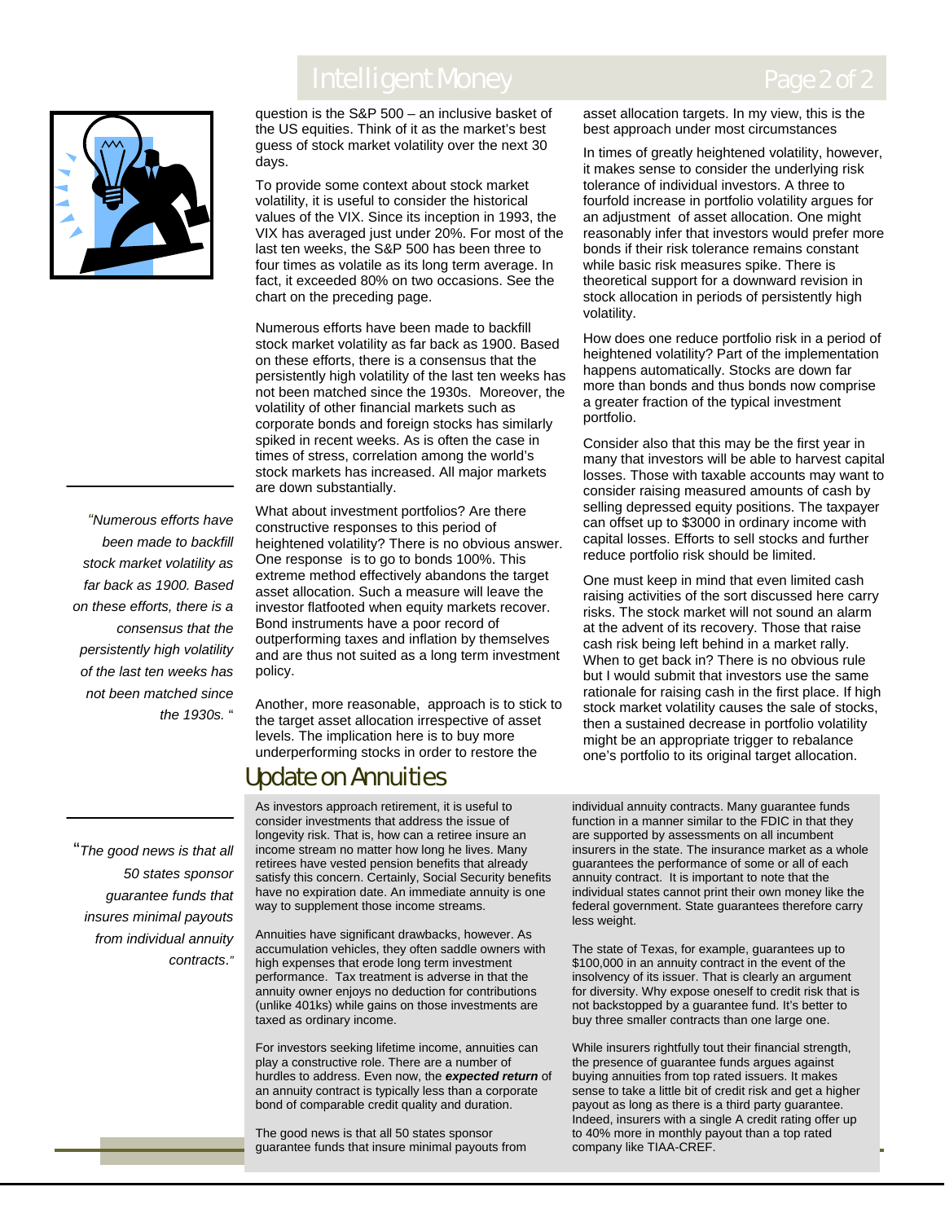question is the S&P 500 – an inclusive basket of the US equities. Think of it as the market's best guess of stock market volatility over the next 30 days.

To provide some context about stock market volatility, it is useful to consider the historical values of the VIX. Since its inception in 1993, the VIX has averaged just under 20%. For most of the last ten weeks, the S&P 500 has been three to four times as volatile as its long term average. In fact, it exceeded 80% on two occasions. See the chart on the preceding page.

Numerous efforts have been made to backfill stock market volatility as far back as 1900. Based on these efforts, there is a consensus that the persistently high volatility of the last ten weeks has not been matched since the 1930s. Moreover, the volatility of other financial markets such as corporate bonds and foreign stocks has similarly spiked in recent weeks. As is often the case in times of stress, correlation among the world's stock markets has increased. All major markets are down substantially.

*"Numerous efforts have been made to backfill stock market volatility as far back as 1900. Based on these efforts, there is a consensus that the persistently high volatility of the last ten weeks has not been matched since the 1930s."*

What about investment portfolios? Are there constructive responses to this period of heightened volatility? There is no obvious answer. One response is to go to bonds 100%. This extreme method effectively abandons the target asset allocation. Such a measure will leave the investor flatfooted when equity markets recover. Bond instruments have a poor record of outperforming taxes and inflation by themselves and are thus not suited as a long term investment policy.

Another, more reasonable, approach is to stick to the target asset allocation irrespective of asset levels. The implication here is to buy more underperforming stocks in order to restore the asset allocation targets. In my view, this is the best approach under most circumstances

In times of greatly heightened volatility, however, it makes sense to consider the underlying risk tolerance of individual investors. A three to fourfold increase in portfolio volatility argues for an adjustment of asset allocation. One might reasonably infer that investors would prefer more bonds if their risk tolerance remains constant while basic risk measures spike. There is theoretical support for a downward revision in stock allocation in periods of persistently high volatility.

How does one reduce portfolio risk in a period of heightened volatility? Part of the implementation happens automatically. Stocks are down far more than bonds and thus bonds now comprise a greater fraction of the typical investment portfolio.

Consider also that this may be the first year in many that investors will be able to harvest capital losses. Those with taxable accounts may want to consider raising measured amounts of cash by selling depressed equity positions. The taxpayer can offset up to $3000 in ordinary income with capital losses. Efforts to sell stocks and further reduce portfolio risk should be limited.

One must keep in mind that even limited cash raising activities of the sort discussed here carry risks. The stock market will not sound an alarm at the advent of its recovery. Those that raise cash risk being left behind in a market rally. When to get back in? There is no obvious rule but I would submit that investors use the same rationale for raising cash in the first place. If high stock market volatility causes the sale of stocks, then a sustained decrease in portfolio volatility might be an appropriate trigger to rebalance one's portfolio to its original target allocation.

## Update on Annuities

As investors approach retirement, it is useful to consider investments that address the issue of longevity risk. That is, how can a retiree insure an income stream no matter how long he lives. Many retirees have vested pension benefits that already satisfy this concern. Certainly, Social Security benefits have no expiration date. An immediate annuity is one way to supplement those income streams.

Annuities have significant drawbacks, however. As accumulation vehicles, they often saddle owners with high expenses that erode long term investment performance. Tax treatment is adverse in that the annuity owner enjoys no deduction for contributions (unlike 401ks) while gains on those investments are taxed as ordinary income.

For investors seeking lifetime income, annuities can play a constructive role. There are a number of hurdles to address. Even now, the ***expected return*** of an annuity contract is typically less than a corporate bond of comparable credit quality and duration.

*"The good news is that all 50 states sponsor guarantee funds that insures minimal payouts from individual annuity contracts."*

The good news is that all 50 states sponsor guarantee funds that insure minimal payouts from individual annuity contracts. Many guarantee funds function in a manner similar to the FDIC in that they are supported by assessments on all incumbent insurers in the state. The insurance market as a whole guarantees the performance of some or all of each annuity contract. It is important to note that the individual states cannot print their own money like the federal government. State guarantees therefore carry less weight.

The state of Texas, for example, guarantees up to $100,000 in an annuity contract in the event of the insolvency of its issuer. That is clearly an argument for diversity. Why expose oneself to credit risk that is not backstopped by a guarantee fund. It's better to buy three smaller contracts than one large one.

While insurers rightfully tout their financial strength, the presence of guarantee funds argues against buying annuities from top rated issuers. It makes sense to take a little bit of credit risk and get a higher payout as long as there is a third party guarantee. Indeed, insurers with a single A credit rating offer up to 40% more in monthly payout than a top rated company like TIAA-CREF.